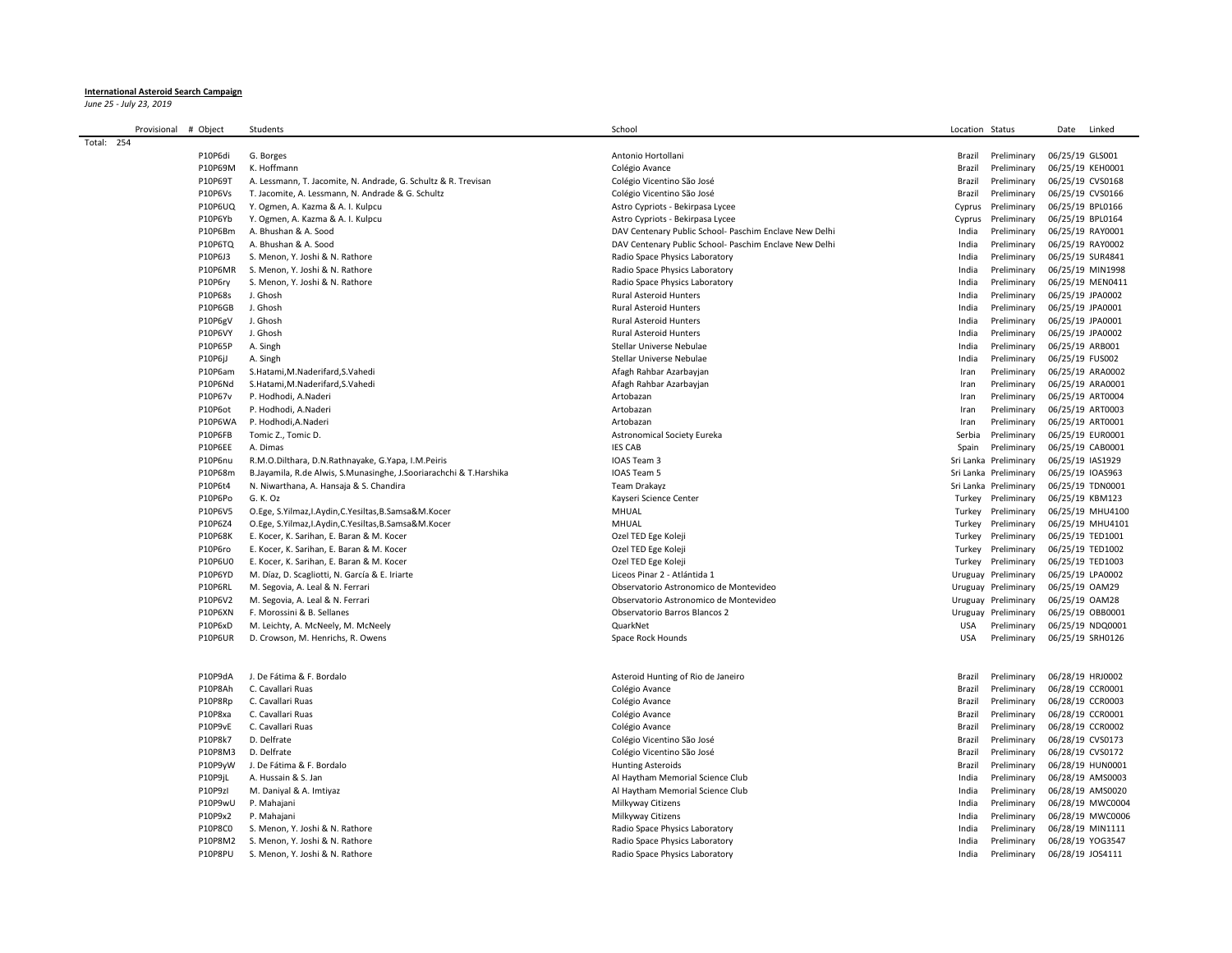**International Asteroid Search Campaign**

*June 25 - July 23, 2019*

| Provisional | # Object | Students | School | Location | Status | Date | Linked |
|---|---|---|---|---|---|---|---|
| Total: 254 | | | | | | | |
| | P10P6di | G. Borges | Antonio Hortollani | Brazil | Preliminary | 06/25/19 | GLS001 |
| | P10P69M | K. Hoffmann | Colégio Avance | Brazil | Preliminary | 06/25/19 | KEH0001 |
| | P10P69T | A. Lessmann, T. Jacomite, N. Andrade, G. Schultz & R. Trevisan | Colégio Vicentino São José | Brazil | Preliminary | 06/25/19 | CVS0168 |
| | P10P6Vs | T. Jacomite, A. Lessmann, N. Andrade & G. Schultz | Colégio Vicentino São José | Brazil | Preliminary | 06/25/19 | CVS0166 |
| | P10P6UQ | Y. Ogmen, A. Kazma & A. I. Kulpcu | Astro Cypriots - Bekirpasa Lycee | Cyprus | Preliminary | 06/25/19 | BPL0166 |
| | P10P6Yb | Y. Ogmen, A. Kazma & A. I. Kulpcu | Astro Cypriots - Bekirpasa Lycee | Cyprus | Preliminary | 06/25/19 | BPL0164 |
| | P10P6Bm | A. Bhushan & A. Sood | DAV Centenary Public School- Paschim Enclave New Delhi | India | Preliminary | 06/25/19 | RAY0001 |
| | P10P6TQ | A. Bhushan & A. Sood | DAV Centenary Public School- Paschim Enclave New Delhi | India | Preliminary | 06/25/19 | RAY0002 |
| | P10P6J3 | S. Menon, Y. Joshi & N. Rathore | Radio Space Physics Laboratory | India | Preliminary | 06/25/19 | SUR4841 |
| | P10P6MR | S. Menon, Y. Joshi & N. Rathore | Radio Space Physics Laboratory | India | Preliminary | 06/25/19 | MIN1998 |
| | P10P6ry | S. Menon, Y. Joshi & N. Rathore | Radio Space Physics Laboratory | India | Preliminary | 06/25/19 | MEN0411 |
| | P10P68s | J. Ghosh | Rural Asteroid Hunters | India | Preliminary | 06/25/19 | JPA0002 |
| | P10P6GB | J. Ghosh | Rural Asteroid Hunters | India | Preliminary | 06/25/19 | JPA0001 |
| | P10P6gV | J. Ghosh | Rural Asteroid Hunters | India | Preliminary | 06/25/19 | JPA0001 |
| | P10P6VY | J. Ghosh | Rural Asteroid Hunters | India | Preliminary | 06/25/19 | JPA0002 |
| | P10P65P | A. Singh | Stellar Universe Nebulae | India | Preliminary | 06/25/19 | ARB001 |
| | P10P6jJ | A. Singh | Stellar Universe Nebulae | India | Preliminary | 06/25/19 | FUS002 |
| | P10P6am | S.Hatami,M.Naderifard,S.Vahedi | Afagh Rahbar Azarbayjan | Iran | Preliminary | 06/25/19 | ARA0002 |
| | P10P6Nd | S.Hatami,M.Naderifard,S.Vahedi | Afagh Rahbar Azarbayjan | Iran | Preliminary | 06/25/19 | ARA0001 |
| | P10P67v | P. Hodhodi, A.Naderi | Artobazan | Iran | Preliminary | 06/25/19 | ART0004 |
| | P10P6ot | P. Hodhodi, A.Naderi | Artobazan | Iran | Preliminary | 06/25/19 | ART0003 |
| | P10P6WA | P. Hodhodi,A.Naderi | Artobazan | Iran | Preliminary | 06/25/19 | ART0001 |
| | P10P6FB | Tomic Z., Tomic D. | Astronomical Society Eureka | Serbia | Preliminary | 06/25/19 | EUR0001 |
| | P10P6EE | A. Dimas | IES CAB | Spain | Preliminary | 06/25/19 | CAB0001 |
| | P10P6nu | R.M.O.Dilthara, D.N.Rathnayake, G.Yapa, I.M.Peiris | IOAS Team 3 | Sri Lanka | Preliminary | 06/25/19 | IAS1929 |
| | P10P68m | B.Jayamila, R.de Alwis, S.Munasinghe, J.Sooriarachchi & T.Harshika | IOAS Team 5 | Sri Lanka | Preliminary | 06/25/19 | IOAS963 |
| | P10P6t4 | N. Niwarthana, A. Hansaja & S. Chandira | Team Drakayz | Sri Lanka | Preliminary | 06/25/19 | TDN0001 |
| | P10P6Po | G. K. Oz | Kayseri Science Center | Turkey | Preliminary | 06/25/19 | KBM123 |
| | P10P6V5 | O.Ege, S.Yilmaz,I.Aydin,C.Yesiltas,B.Samsa&M.Kocer | MHUAL | Turkey | Preliminary | 06/25/19 | MHU4100 |
| | P10P6Z4 | O.Ege, S.Yilmaz,I.Aydin,C.Yesiltas,B.Samsa&M.Kocer | MHUAL | Turkey | Preliminary | 06/25/19 | MHU4101 |
| | P10P68K | E. Kocer, K. Sarihan, E. Baran & M. Kocer | Ozel TED Ege Koleji | Turkey | Preliminary | 06/25/19 | TED1001 |
| | P10P6ro | E. Kocer, K. Sarihan, E. Baran & M. Kocer | Ozel TED Ege Koleji | Turkey | Preliminary | 06/25/19 | TED1002 |
| | P10P6U0 | E. Kocer, K. Sarihan, E. Baran & M. Kocer | Ozel TED Ege Koleji | Turkey | Preliminary | 06/25/19 | TED1003 |
| | P10P6YD | M. Díaz, D. Scagliotti, N. García & E. Iriarte | Liceos Pinar 2 - Atlántida 1 | Uruguay | Preliminary | 06/25/19 | LPA0002 |
| | P10P6RL | M. Segovia, A. Leal & N. Ferrari | Observatorio Astronomico de Montevideo | Uruguay | Preliminary | 06/25/19 | OAM29 |
| | P10P6V2 | M. Segovia, A. Leal & N. Ferrari | Observatorio Astronomico de Montevideo | Uruguay | Preliminary | 06/25/19 | OAM28 |
| | P10P6XN | F. Morossini & B. Sellanes | Observatorio Barros Blancos 2 | Uruguay | Preliminary | 06/25/19 | OBB0001 |
| | P10P6xD | M. Leichty, A. McNeely, M. McNeely | QuarkNet | USA | Preliminary | 06/25/19 | NDQ0001 |
| | P10P6UR | D. Crowson, M. Henrichs, R. Owens | Space Rock Hounds | USA | Preliminary | 06/25/19 | SRH0126 |
| | | | | | | | |
| | P10P9dA | J. De Fátima & F. Bordalo | Asteroid Hunting of Rio de Janeiro | Brazil | Preliminary | 06/28/19 | HRJ0002 |
| | P10P8Ah | C. Cavallari Ruas | Colégio Avance | Brazil | Preliminary | 06/28/19 | CCR0001 |
| | P10P8Rp | C. Cavallari Ruas | Colégio Avance | Brazil | Preliminary | 06/28/19 | CCR0003 |
| | P10P8xa | C. Cavallari Ruas | Colégio Avance | Brazil | Preliminary | 06/28/19 | CCR0001 |
| | P10P9vE | C. Cavallari Ruas | Colégio Avance | Brazil | Preliminary | 06/28/19 | CCR0002 |
| | P10P8k7 | D. Delfrate | Colégio Vicentino São José | Brazil | Preliminary | 06/28/19 | CVS0173 |
| | P10P8M3 | D. Delfrate | Colégio Vicentino São José | Brazil | Preliminary | 06/28/19 | CVS0172 |
| | P10P9yW | J. De Fátima & F. Bordalo | Hunting Asteroids | Brazil | Preliminary | 06/28/19 | HUN0001 |
| | P10P9jL | A. Hussain & S. Jan | Al Haytham Memorial Science Club | India | Preliminary | 06/28/19 | AMS0003 |
| | P10P9zI | M. Daniyal & A. Imtiyaz | Al Haytham Memorial Science Club | India | Preliminary | 06/28/19 | AMS0020 |
| | P10P9wU | P. Mahajani | Milkyway Citizens | India | Preliminary | 06/28/19 | MWC0004 |
| | P10P9x2 | P. Mahajani | Milkyway Citizens | India | Preliminary | 06/28/19 | MWC0006 |
| | P10P8C0 | S. Menon, Y. Joshi & N. Rathore | Radio Space Physics Laboratory | India | Preliminary | 06/28/19 | MIN1111 |
| | P10P8M2 | S. Menon, Y. Joshi & N. Rathore | Radio Space Physics Laboratory | India | Preliminary | 06/28/19 | YOG3547 |
| | P10P8PU | S. Menon, Y. Joshi & N. Rathore | Radio Space Physics Laboratory | India | Preliminary | 06/28/19 | JOS4111 |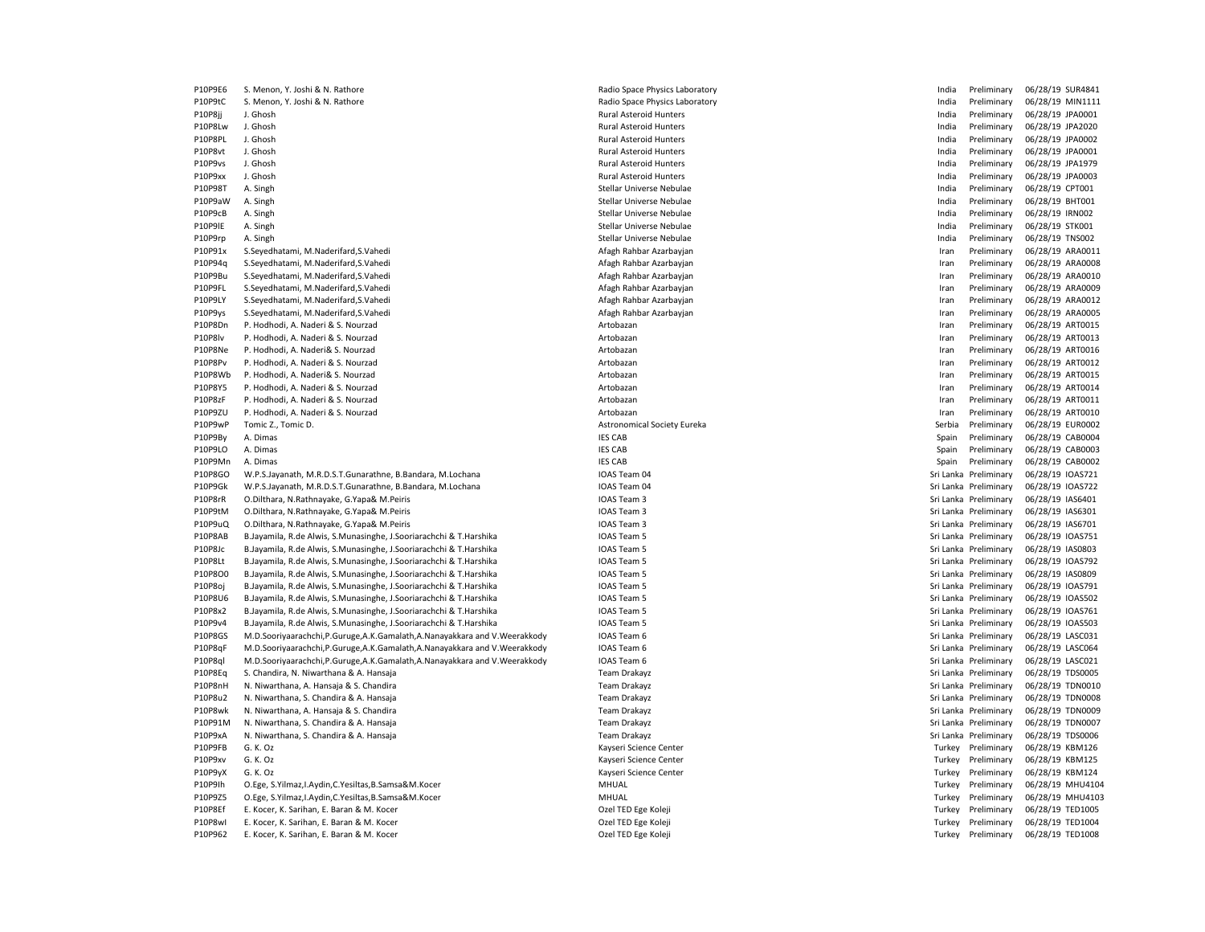| | | | | | | |
|---|---|---|---|---|---|---|
| P10P9E6 | S. Menon, Y. Joshi & N. Rathore | Radio Space Physics Laboratory | India | Preliminary | 06/28/19 | SUR4841 |
| P10P9tC | S. Menon, Y. Joshi & N. Rathore | Radio Space Physics Laboratory | India | Preliminary | 06/28/19 | MIN1111 |
| P10P8jj | J. Ghosh | Rural Asteroid Hunters | India | Preliminary | 06/28/19 | JPA0001 |
| P10P8Lw | J. Ghosh | Rural Asteroid Hunters | India | Preliminary | 06/28/19 | JPA2020 |
| P10P8PL | J. Ghosh | Rural Asteroid Hunters | India | Preliminary | 06/28/19 | JPA0002 |
| P10P8vt | J. Ghosh | Rural Asteroid Hunters | India | Preliminary | 06/28/19 | JPA0001 |
| P10P9vs | J. Ghosh | Rural Asteroid Hunters | India | Preliminary | 06/28/19 | JPA1979 |
| P10P9xx | J. Ghosh | Rural Asteroid Hunters | India | Preliminary | 06/28/19 | JPA0003 |
| P10P98T | A. Singh | Stellar Universe Nebulae | India | Preliminary | 06/28/19 | CPT001 |
| P10P9aW | A. Singh | Stellar Universe Nebulae | India | Preliminary | 06/28/19 | BHT001 |
| P10P9cB | A. Singh | Stellar Universe Nebulae | India | Preliminary | 06/28/19 | IRN002 |
| P10P9lE | A. Singh | Stellar Universe Nebulae | India | Preliminary | 06/28/19 | STK001 |
| P10P9rp | A. Singh | Stellar Universe Nebulae | India | Preliminary | 06/28/19 | TNS002 |
| P10P91x | S.Seyedhatami, M.Naderifard,S.Vahedi | Afagh Rahbar Azarbayjan | Iran | Preliminary | 06/28/19 | ARA0011 |
| P10P94q | S.Seyedhatami, M.Naderifard,S.Vahedi | Afagh Rahbar Azarbayjan | Iran | Preliminary | 06/28/19 | ARA0008 |
| P10P9Bu | S.Seyedhatami, M.Naderifard,S.Vahedi | Afagh Rahbar Azarbayjan | Iran | Preliminary | 06/28/19 | ARA0010 |
| P10P9FL | S.Seyedhatami, M.Naderifard,S.Vahedi | Afagh Rahbar Azarbayjan | Iran | Preliminary | 06/28/19 | ARA0009 |
| P10P9LY | S.Seyedhatami, M.Naderifard,S.Vahedi | Afagh Rahbar Azarbayjan | Iran | Preliminary | 06/28/19 | ARA0012 |
| P10P9ys | S.Seyedhatami, M.Naderifard,S.Vahedi | Afagh Rahbar Azarbayjan | Iran | Preliminary | 06/28/19 | ARA0005 |
| P10P8Dn | P. Hodhodi, A. Naderi & S. Nourzad | Artobazan | Iran | Preliminary | 06/28/19 | ART0015 |
| P10P8lv | P. Hodhodi, A. Naderi & S. Nourzad | Artobazan | Iran | Preliminary | 06/28/19 | ART0013 |
| P10P8Ne | P. Hodhodi, A. Naderi& S. Nourzad | Artobazan | Iran | Preliminary | 06/28/19 | ART0016 |
| P10P8Pv | P. Hodhodi, A. Naderi & S. Nourzad | Artobazan | Iran | Preliminary | 06/28/19 | ART0012 |
| P10P8Wb | P. Hodhodi, A. Naderi& S. Nourzad | Artobazan | Iran | Preliminary | 06/28/19 | ART0015 |
| P10P8Y5 | P. Hodhodi, A. Naderi & S. Nourzad | Artobazan | Iran | Preliminary | 06/28/19 | ART0014 |
| P10P8zF | P. Hodhodi, A. Naderi & S. Nourzad | Artobazan | Iran | Preliminary | 06/28/19 | ART0011 |
| P10P9ZU | P. Hodhodi, A. Naderi & S. Nourzad | Artobazan | Iran | Preliminary | 06/28/19 | ART0010 |
| P10P9wP | Tomic Z., Tomic D. | Astronomical Society Eureka | Serbia | Preliminary | 06/28/19 | EUR0002 |
| P10P9By | A. Dimas | IES CAB | Spain | Preliminary | 06/28/19 | CAB0004 |
| P10P9LO | A. Dimas | IES CAB | Spain | Preliminary | 06/28/19 | CAB0003 |
| P10P9Mn | A. Dimas | IES CAB | Spain | Preliminary | 06/28/19 | CAB0002 |
| P10P8GO | W.P.S.Jayanath, M.R.D.S.T.Gunarathne, B.Bandara, M.Lochana | IOAS Team 04 | Sri Lanka | Preliminary | 06/28/19 | IOAS721 |
| P10P9Gk | W.P.S.Jayanath, M.R.D.S.T.Gunarathne, B.Bandara, M.Lochana | IOAS Team 04 | Sri Lanka | Preliminary | 06/28/19 | IOAS722 |
| P10P8rR | O.Dilthara, N.Rathnayake, G.Yapa& M.Peiris | IOAS Team 3 | Sri Lanka | Preliminary | 06/28/19 | IAS6401 |
| P10P9tM | O.Dilthara, N.Rathnayake, G.Yapa& M.Peiris | IOAS Team 3 | Sri Lanka | Preliminary | 06/28/19 | IAS6301 |
| P10P9uQ | O.Dilthara, N.Rathnayake, G.Yapa& M.Peiris | IOAS Team 3 | Sri Lanka | Preliminary | 06/28/19 | IAS6701 |
| P10P8AB | B.Jayamila, R.de Alwis, S.Munasinghe, J.Sooriarachchi & T.Harshika | IOAS Team 5 | Sri Lanka | Preliminary | 06/28/19 | IOAS751 |
| P10P8Jc | B.Jayamila, R.de Alwis, S.Munasinghe, J.Sooriarachchi & T.Harshika | IOAS Team 5 | Sri Lanka | Preliminary | 06/28/19 | IAS0803 |
| P10P8Lt | B.Jayamila, R.de Alwis, S.Munasinghe, J.Sooriarachchi & T.Harshika | IOAS Team 5 | Sri Lanka | Preliminary | 06/28/19 | IOAS792 |
| P10P8O0 | B.Jayamila, R.de Alwis, S.Munasinghe, J.Sooriarachchi & T.Harshika | IOAS Team 5 | Sri Lanka | Preliminary | 06/28/19 | IAS0809 |
| P10P8oj | B.Jayamila, R.de Alwis, S.Munasinghe, J.Sooriarachchi & T.Harshika | IOAS Team 5 | Sri Lanka | Preliminary | 06/28/19 | IOAS791 |
| P10P8U6 | B.Jayamila, R.de Alwis, S.Munasinghe, J.Sooriarachchi & T.Harshika | IOAS Team 5 | Sri Lanka | Preliminary | 06/28/19 | IOAS502 |
| P10P8x2 | B.Jayamila, R.de Alwis, S.Munasinghe, J.Sooriarachchi & T.Harshika | IOAS Team 5 | Sri Lanka | Preliminary | 06/28/19 | IOAS761 |
| P10P9v4 | B.Jayamila, R.de Alwis, S.Munasinghe, J.Sooriarachchi & T.Harshika | IOAS Team 5 | Sri Lanka | Preliminary | 06/28/19 | IOAS503 |
| P10P8GS | M.D.Sooriyaarachchi,P.Guruge,A.K.Gamalath,A.Nanayakkara and V.Weerakkody | IOAS Team 6 | Sri Lanka | Preliminary | 06/28/19 | LASC031 |
| P10P8qF | M.D.Sooriyaarachchi,P.Guruge,A.K.Gamalath,A.Nanayakkara and V.Weerakkody | IOAS Team 6 | Sri Lanka | Preliminary | 06/28/19 | LASC064 |
| P10P8ql | M.D.Sooriyaarachchi,P.Guruge,A.K.Gamalath,A.Nanayakkara and V.Weerakkody | IOAS Team 6 | Sri Lanka | Preliminary | 06/28/19 | LASC021 |
| P10P8Eq | S. Chandira, N. Niwarthana & A. Hansaja | Team Drakayz | Sri Lanka | Preliminary | 06/28/19 | TDS0005 |
| P10P8nH | N. Niwarthana, A. Hansaja & S. Chandira | Team Drakayz | Sri Lanka | Preliminary | 06/28/19 | TDN0010 |
| P10P8u2 | N. Niwarthana, S. Chandira & A. Hansaja | Team Drakayz | Sri Lanka | Preliminary | 06/28/19 | TDN0008 |
| P10P8wk | N. Niwarthana, A. Hansaja & S. Chandira | Team Drakayz | Sri Lanka | Preliminary | 06/28/19 | TDN0009 |
| P10P91M | N. Niwarthana, S. Chandira & A. Hansaja | Team Drakayz | Sri Lanka | Preliminary | 06/28/19 | TDN0007 |
| P10P9xA | N. Niwarthana, S. Chandira & A. Hansaja | Team Drakayz | Sri Lanka | Preliminary | 06/28/19 | TDS0006 |
| P10P9FB | G. K. Oz | Kayseri Science Center | Turkey | Preliminary | 06/28/19 | KBM126 |
| P10P9xv | G. K. Oz | Kayseri Science Center | Turkey | Preliminary | 06/28/19 | KBM125 |
| P10P9yX | G. K. Oz | Kayseri Science Center | Turkey | Preliminary | 06/28/19 | KBM124 |
| P10P9Ih | O.Ege, S.Yilmaz,I.Aydin,C.Yesiltas,B.Samsa&M.Kocer | MHUAL | Turkey | Preliminary | 06/28/19 | MHU4104 |
| P10P9Z5 | O.Ege, S.Yilmaz,I.Aydin,C.Yesiltas,B.Samsa&M.Kocer | MHUAL | Turkey | Preliminary | 06/28/19 | MHU4103 |
| P10P8Ef | E. Kocer, K. Sarihan, E. Baran & M. Kocer | Ozel TED Ege Koleji | Turkey | Preliminary | 06/28/19 | TED1005 |
| P10P8wI | E. Kocer, K. Sarihan, E. Baran & M. Kocer | Ozel TED Ege Koleji | Turkey | Preliminary | 06/28/19 | TED1004 |
| P10P962 | E. Kocer, K. Sarihan, E. Baran & M. Kocer | Ozel TED Ege Koleji | Turkey | Preliminary | 06/28/19 | TED1008 |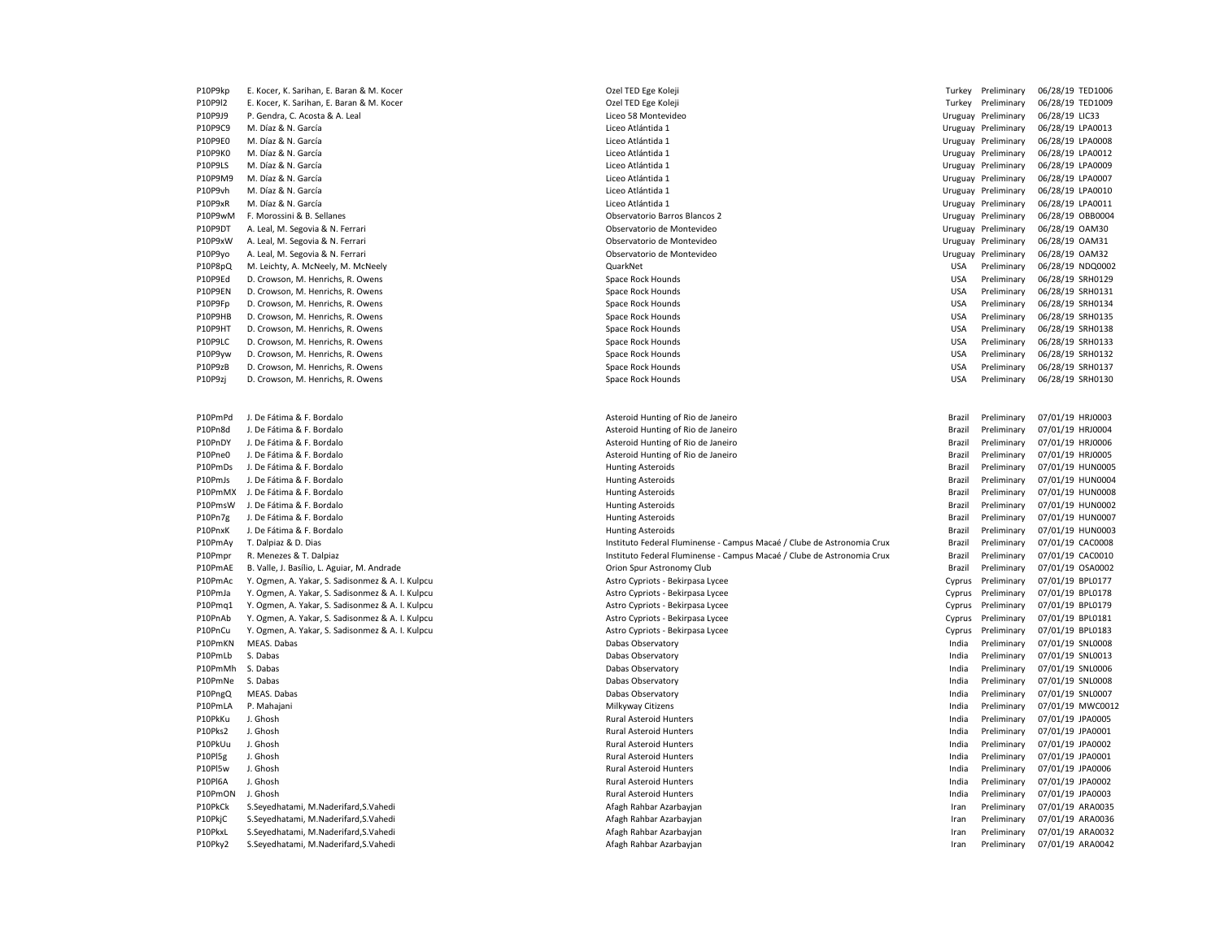| | | | | | | |
|---|---|---|---|---|---|---|
| P10P9kp | E. Kocer, K. Sarihan, E. Baran & M. Kocer | Ozel TED Ege Koleji | Turkey | Preliminary | 06/28/19 | TED1006 |
| P10P9l2 | E. Kocer, K. Sarihan, E. Baran & M. Kocer | Ozel TED Ege Koleji | Turkey | Preliminary | 06/28/19 | TED1009 |
| P10P9J9 | P. Gendra, C. Acosta & A. Leal | Liceo 58 Montevideo | Uruguay | Preliminary | 06/28/19 | LIC33 |
| P10P9C9 | M. Díaz & N. García | Liceo Atlántida 1 | Uruguay | Preliminary | 06/28/19 | LPA0013 |
| P10P9E0 | M. Díaz & N. García | Liceo Atlántida 1 | Uruguay | Preliminary | 06/28/19 | LPA0008 |
| P10P9K0 | M. Díaz & N. García | Liceo Atlántida 1 | Uruguay | Preliminary | 06/28/19 | LPA0012 |
| P10P9LS | M. Díaz & N. García | Liceo Atlántida 1 | Uruguay | Preliminary | 06/28/19 | LPA0009 |
| P10P9M9 | M. Díaz & N. García | Liceo Atlántida 1 | Uruguay | Preliminary | 06/28/19 | LPA0007 |
| P10P9vh | M. Díaz & N. García | Liceo Atlántida 1 | Uruguay | Preliminary | 06/28/19 | LPA0010 |
| P10P9xR | M. Díaz & N. García | Liceo Atlántida 1 | Uruguay | Preliminary | 06/28/19 | LPA0011 |
| P10P9wM | F. Morossini & B. Sellanes | Observatorio Barros Blancos 2 | Uruguay | Preliminary | 06/28/19 | OBB0004 |
| P10P9DT | A. Leal, M. Segovia & N. Ferrari | Observatorio de Montevideo | Uruguay | Preliminary | 06/28/19 | OAM30 |
| P10P9xW | A. Leal, M. Segovia & N. Ferrari | Observatorio de Montevideo | Uruguay | Preliminary | 06/28/19 | OAM31 |
| P10P9yo | A. Leal, M. Segovia & N. Ferrari | Observatorio de Montevideo | Uruguay | Preliminary | 06/28/19 | OAM32 |
| P10P8pQ | M. Leichty, A. McNeely, M. McNeely | QuarkNet | USA | Preliminary | 06/28/19 | NDQ0002 |
| P10P9Ed | D. Crowson, M. Henrichs, R. Owens | Space Rock Hounds | USA | Preliminary | 06/28/19 | SRH0129 |
| P10P9EN | D. Crowson, M. Henrichs, R. Owens | Space Rock Hounds | USA | Preliminary | 06/28/19 | SRH0131 |
| P10P9Fp | D. Crowson, M. Henrichs, R. Owens | Space Rock Hounds | USA | Preliminary | 06/28/19 | SRH0134 |
| P10P9HB | D. Crowson, M. Henrichs, R. Owens | Space Rock Hounds | USA | Preliminary | 06/28/19 | SRH0135 |
| P10P9HT | D. Crowson, M. Henrichs, R. Owens | Space Rock Hounds | USA | Preliminary | 06/28/19 | SRH0138 |
| P10P9LC | D. Crowson, M. Henrichs, R. Owens | Space Rock Hounds | USA | Preliminary | 06/28/19 | SRH0133 |
| P10P9yw | D. Crowson, M. Henrichs, R. Owens | Space Rock Hounds | USA | Preliminary | 06/28/19 | SRH0132 |
| P10P9zB | D. Crowson, M. Henrichs, R. Owens | Space Rock Hounds | USA | Preliminary | 06/28/19 | SRH0137 |
| P10P9zj | D. Crowson, M. Henrichs, R. Owens | Space Rock Hounds | USA | Preliminary | 06/28/19 | SRH0130 |
| | | | | | | |
| P10PmPd | J. De Fátima & F. Bordalo | Asteroid Hunting of Rio de Janeiro | Brazil | Preliminary | 07/01/19 | HRJ0003 |
| P10Pn8d | J. De Fátima & F. Bordalo | Asteroid Hunting of Rio de Janeiro | Brazil | Preliminary | 07/01/19 | HRJ0004 |
| P10PnDY | J. De Fátima & F. Bordalo | Asteroid Hunting of Rio de Janeiro | Brazil | Preliminary | 07/01/19 | HRJ0006 |
| P10Pne0 | J. De Fátima & F. Bordalo | Asteroid Hunting of Rio de Janeiro | Brazil | Preliminary | 07/01/19 | HRJ0005 |
| P10PmDs | J. De Fátima & F. Bordalo | Hunting Asteroids | Brazil | Preliminary | 07/01/19 | HUN0005 |
| P10PmJs | J. De Fátima & F. Bordalo | Hunting Asteroids | Brazil | Preliminary | 07/01/19 | HUN0004 |
| P10PmMX | J. De Fátima & F. Bordalo | Hunting Asteroids | Brazil | Preliminary | 07/01/19 | HUN0008 |
| P10PmsW | J. De Fátima & F. Bordalo | Hunting Asteroids | Brazil | Preliminary | 07/01/19 | HUN0002 |
| P10Pn7g | J. De Fátima & F. Bordalo | Hunting Asteroids | Brazil | Preliminary | 07/01/19 | HUN0007 |
| P10PnxK | J. De Fátima & F. Bordalo | Hunting Asteroids | Brazil | Preliminary | 07/01/19 | HUN0003 |
| P10PmAy | T. Dalpiaz & D. Dias | Instituto Federal Fluminense - Campus Macaé / Clube de Astronomia Crux | Brazil | Preliminary | 07/01/19 | CAC0008 |
| P10Pmpr | R. Menezes & T. Dalpiaz | Instituto Federal Fluminense - Campus Macaé / Clube de Astronomia Crux | Brazil | Preliminary | 07/01/19 | CAC0010 |
| P10PmAE | B. Valle, J. Basílio, L. Aguiar, M. Andrade | Orion Spur Astronomy Club | Brazil | Preliminary | 07/01/19 | OSA0002 |
| P10PmAc | Y. Ogmen, A. Yakar, S. Sadisonmez & A. I. Kulpcu | Astro Cypriots - Bekirpasa Lycee | Cyprus | Preliminary | 07/01/19 | BPL0177 |
| P10PmJa | Y. Ogmen, A. Yakar, S. Sadisonmez & A. I. Kulpcu | Astro Cypriots - Bekirpasa Lycee | Cyprus | Preliminary | 07/01/19 | BPL0178 |
| P10Pmq1 | Y. Ogmen, A. Yakar, S. Sadisonmez & A. I. Kulpcu | Astro Cypriots - Bekirpasa Lycee | Cyprus | Preliminary | 07/01/19 | BPL0179 |
| P10PnAb | Y. Ogmen, A. Yakar, S. Sadisonmez & A. I. Kulpcu | Astro Cypriots - Bekirpasa Lycee | Cyprus | Preliminary | 07/01/19 | BPL0181 |
| P10PnCu | Y. Ogmen, A. Yakar, S. Sadisonmez & A. I. Kulpcu | Astro Cypriots - Bekirpasa Lycee | Cyprus | Preliminary | 07/01/19 | BPL0183 |
| P10PmKN | MEAS. Dabas | Dabas Observatory | India | Preliminary | 07/01/19 | SNL0008 |
| P10PmLb | S. Dabas | Dabas Observatory | India | Preliminary | 07/01/19 | SNL0013 |
| P10PmMh | S. Dabas | Dabas Observatory | India | Preliminary | 07/01/19 | SNL0006 |
| P10PmNe | S. Dabas | Dabas Observatory | India | Preliminary | 07/01/19 | SNL0008 |
| P10PngQ | MEAS. Dabas | Dabas Observatory | India | Preliminary | 07/01/19 | SNL0007 |
| P10PmLA | P. Mahajani | Milkyway Citizens | India | Preliminary | 07/01/19 | MWC0012 |
| P10PkKu | J. Ghosh | Rural Asteroid Hunters | India | Preliminary | 07/01/19 | JPA0005 |
| P10Pks2 | J. Ghosh | Rural Asteroid Hunters | India | Preliminary | 07/01/19 | JPA0001 |
| P10PkUu | J. Ghosh | Rural Asteroid Hunters | India | Preliminary | 07/01/19 | JPA0002 |
| P10Pl5g | J. Ghosh | Rural Asteroid Hunters | India | Preliminary | 07/01/19 | JPA0001 |
| P10Pl5w | J. Ghosh | Rural Asteroid Hunters | India | Preliminary | 07/01/19 | JPA0006 |
| P10Pl6A | J. Ghosh | Rural Asteroid Hunters | India | Preliminary | 07/01/19 | JPA0002 |
| P10PmON | J. Ghosh | Rural Asteroid Hunters | India | Preliminary | 07/01/19 | JPA0003 |
| P10PkCk | S.Seyedhatami, M.Naderifard,S.Vahedi | Afagh Rahbar Azarbayjan | Iran | Preliminary | 07/01/19 | ARA0035 |
| P10PkjC | S.Seyedhatami, M.Naderifard,S.Vahedi | Afagh Rahbar Azarbayjan | Iran | Preliminary | 07/01/19 | ARA0036 |
| P10PkxL | S.Seyedhatami, M.Naderifard,S.Vahedi | Afagh Rahbar Azarbayjan | Iran | Preliminary | 07/01/19 | ARA0032 |
| P10Pky2 | S.Seyedhatami, M.Naderifard,S.Vahedi | Afagh Rahbar Azarbayjan | Iran | Preliminary | 07/01/19 | ARA0042 |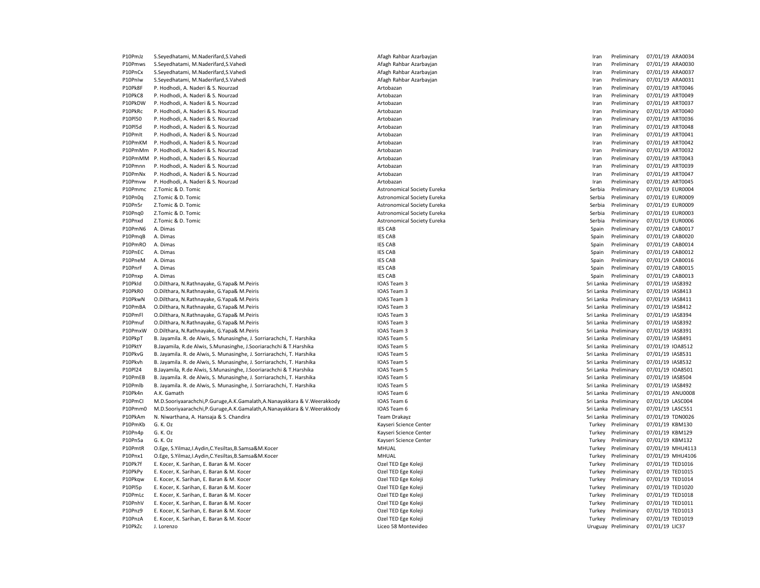| | | | | | | |
|---|---|---|---|---|---|---|
| P10PmJz | S.Seyedhatami, M.Naderifard,S.Vahedi | Afagh Rahbar Azarbayjan | Iran | Preliminary | 07/01/19 | ARA0034 |
| P10Pmws | S.Seyedhatami, M.Naderifard,S.Vahedi | Afagh Rahbar Azarbayjan | Iran | Preliminary | 07/01/19 | ARA0030 |
| P10PnCx | S.Seyedhatami, M.Naderifard,S.Vahedi | Afagh Rahbar Azarbayjan | Iran | Preliminary | 07/01/19 | ARA0037 |
| P10PnIw | S.Seyedhatami, M.Naderifard,S.Vahedi | Afagh Rahbar Azarbayjan | Iran | Preliminary | 07/01/19 | ARA0031 |
| P10Pk8F | P. Hodhodi, A. Naderi & S. Nourzad | Artobazan | Iran | Preliminary | 07/01/19 | ART0046 |
| P10PkC8 | P. Hodhodi, A. Naderi & S. Nourzad | Artobazan | Iran | Preliminary | 07/01/19 | ART0049 |
| P10PkDW | P. Hodhodi, A. Naderi & S. Nourzad | Artobazan | Iran | Preliminary | 07/01/19 | ART0037 |
| P10PkRc | P. Hodhodi, A. Naderi & S. Nourzad | Artobazan | Iran | Preliminary | 07/01/19 | ART0040 |
| P10Pl50 | P. Hodhodi, A. Naderi & S. Nourzad | Artobazan | Iran | Preliminary | 07/01/19 | ART0036 |
| P10Pl5d | P. Hodhodi, A. Naderi & S. Nourzad | Artobazan | Iran | Preliminary | 07/01/19 | ART0048 |
| P10Pmlt | P. Hodhodi, A. Naderi & S. Nourzad | Artobazan | Iran | Preliminary | 07/01/19 | ART0041 |
| P10PmKM | P. Hodhodi, A. Naderi & S. Nourzad | Artobazan | Iran | Preliminary | 07/01/19 | ART0042 |
| P10PmMm | P. Hodhodi, A. Naderi & S. Nourzad | Artobazan | Iran | Preliminary | 07/01/19 | ART0032 |
| P10PmMM | P. Hodhodi, A. Naderi & S. Nourzad | Artobazan | Iran | Preliminary | 07/01/19 | ART0043 |
| P10Pmnn | P. Hodhodi, A. Naderi & S. Nourzad | Artobazan | Iran | Preliminary | 07/01/19 | ART0039 |
| P10PmNx | P. Hodhodi, A. Naderi & S. Nourzad | Artobazan | Iran | Preliminary | 07/01/19 | ART0047 |
| P10Pmvw | P. Hodhodi, A. Naderi & S. Nourzad | Artobazan | Iran | Preliminary | 07/01/19 | ART0045 |
| P10Pmmc | Z.Tomic & D. Tomic | Astronomical Society Eureka | Serbia | Preliminary | 07/01/19 | EUR0004 |
| P10Pn0q | Z.Tomic & D. Tomic | Astronomical Society Eureka | Serbia | Preliminary | 07/01/19 | EUR0009 |
| P10Pn5r | Z.Tomic & D. Tomic | Astronomical Society Eureka | Serbia | Preliminary | 07/01/19 | EUR0009 |
| P10Pnq0 | Z.Tomic & D. Tomic | Astronomical Society Eureka | Serbia | Preliminary | 07/01/19 | EUR0003 |
| P10Pnxd | Z.Tomic & D. Tomic | Astronomical Society Eureka | Serbia | Preliminary | 07/01/19 | EUR0006 |
| P10PmN6 | A. Dimas | IES CAB | Spain | Preliminary | 07/01/19 | CAB0017 |
| P10PmqB | A. Dimas | IES CAB | Spain | Preliminary | 07/01/19 | CAB0020 |
| P10PmRO | A. Dimas | IES CAB | Spain | Preliminary | 07/01/19 | CAB0014 |
| P10PnEC | A. Dimas | IES CAB | Spain | Preliminary | 07/01/19 | CAB0012 |
| P10PneM | A. Dimas | IES CAB | Spain | Preliminary | 07/01/19 | CAB0016 |
| P10PnrF | A. Dimas | IES CAB | Spain | Preliminary | 07/01/19 | CAB0015 |
| P10Pnxp | A. Dimas | IES CAB | Spain | Preliminary | 07/01/19 | CAB0013 |
| P10PkId | O.Dilthara, N.Rathnayake, G.Yapa& M.Peiris | IOAS Team 3 | Sri Lanka | Preliminary | 07/01/19 | IAS8392 |
| P10PkR0 | O.Dilthara, N.Rathnayake, G.Yapa& M.Peiris | IOAS Team 3 | Sri Lanka | Preliminary | 07/01/19 | IAS8413 |
| P10PkwN | O.Dilthara, N.Rathnayake, G.Yapa& M.Peiris | IOAS Team 3 | Sri Lanka | Preliminary | 07/01/19 | IAS8411 |
| P10PmBA | O.Dilthara, N.Rathnayake, G.Yapa& M.Peiris | IOAS Team 3 | Sri Lanka | Preliminary | 07/01/19 | IAS8412 |
| P10PmFl | O.Dilthara, N.Rathnayake, G.Yapa& M.Peiris | IOAS Team 3 | Sri Lanka | Preliminary | 07/01/19 | IAS8394 |
| P10Pmuf | O.Dilthara, N.Rathnayake, G.Yapa& M.Peiris | IOAS Team 3 | Sri Lanka | Preliminary | 07/01/19 | IAS8392 |
| P10PmxW | O.Dilthara, N.Rathnayake, G.Yapa& M.Peiris | IOAS Team 3 | Sri Lanka | Preliminary | 07/01/19 | IAS8391 |
| P10PkpT | B. Jayamila. R. de Alwis, S. Munasinghe, J. Sorriarachchi, T. Harshika | IOAS Team 5 | Sri Lanka | Preliminary | 07/01/19 | IAS8491 |
| P10PktY | B.Jayamila, R.de Alwis, S.Munasinghe, J.Sooriarachchi & T.Harshika | IOAS Team 5 | Sri Lanka | Preliminary | 07/01/19 | IOA8512 |
| P10PkvG | B. Jayamila. R. de Alwis, S. Munasinghe, J. Sorriarachchi, T. Harshika | IOAS Team 5 | Sri Lanka | Preliminary | 07/01/19 | IAS8531 |
| P10Pkvh | B. Jayamila. R. de Alwis, S. Munasinghe, J. Sorriarachchi, T. Harshika | IOAS Team 5 | Sri Lanka | Preliminary | 07/01/19 | IAS8532 |
| P10Pl24 | B.Jayamila, R.de Alwis, S.Munasinghe, J.Sooriarachchi & T.Harshika | IOAS Team 5 | Sri Lanka | Preliminary | 07/01/19 | IOA8501 |
| P10PmEB | B. Jayamila. R. de Alwis, S. Munasinghe, J. Sorriarachchi, T. Harshika | IOAS Team 5 | Sri Lanka | Preliminary | 07/01/19 | IAS8504 |
| P10Pmlb | B. Jayamila. R. de Alwis, S. Munasinghe, J. Sorriarachchi, T. Harshika | IOAS Team 5 | Sri Lanka | Preliminary | 07/01/19 | IAS8492 |
| P10Pk4n | A.K. Gamath | IOAS Team 6 | Sri Lanka | Preliminary | 07/01/19 | ANU0008 |
| P10PmCl | M.D.Sooriyaarachchi,P.Guruge,A.K.Gamalath,A.Nanayakkara & V.Weerakkody | IOAS Team 6 | Sri Lanka | Preliminary | 07/01/19 | LASC004 |
| P10Pmm0 | M.D.Sooriyaarachchi,P.Guruge,A.K.Gamalath,A.Nanayakkara & V.Weerakkody | IOAS Team 6 | Sri Lanka | Preliminary | 07/01/19 | LASC551 |
| P10PkAm | N. Niwarthana, A. Hansaja & S. Chandira | Team Drakayz | Sri Lanka | Preliminary | 07/01/19 | TDN0026 |
| P10PmKb | G. K. Oz | Kayseri Science Center | Turkey | Preliminary | 07/01/19 | KBM130 |
| P10Pn4p | G. K. Oz | Kayseri Science Center | Turkey | Preliminary | 07/01/19 | KBM129 |
| P10Pn5a | G. K. Oz | Kayseri Science Center | Turkey | Preliminary | 07/01/19 | KBM132 |
| P10PmtR | O.Ege, S.Yilmaz,I.Aydin,C.Yesiltas,B.Samsa&M.Kocer | MHUAL | Turkey | Preliminary | 07/01/19 | MHU4113 |
| P10Pnx1 | O.Ege, S.Yilmaz,I.Aydin,C.Yesiltas,B.Samsa&M.Kocer | MHUAL | Turkey | Preliminary | 07/01/19 | MHU4106 |
| P10Pk7f | E. Kocer, K. Sarihan, E. Baran & M. Kocer | Ozel TED Ege Koleji | Turkey | Preliminary | 07/01/19 | TED1016 |
| P10PkPy | E. Kocer, K. Sarihan, E. Baran & M. Kocer | Ozel TED Ege Koleji | Turkey | Preliminary | 07/01/19 | TED1015 |
| P10Pkqw | E. Kocer, K. Sarihan, E. Baran & M. Kocer | Ozel TED Ege Koleji | Turkey | Preliminary | 07/01/19 | TED1014 |
| P10Pl5p | E. Kocer, K. Sarihan, E. Baran & M. Kocer | Ozel TED Ege Koleji | Turkey | Preliminary | 07/01/19 | TED1020 |
| P10PmLc | E. Kocer, K. Sarihan, E. Baran & M. Kocer | Ozel TED Ege Koleji | Turkey | Preliminary | 07/01/19 | TED1018 |
| P10PnhV | E. Kocer, K. Sarihan, E. Baran & M. Kocer | Ozel TED Ege Koleji | Turkey | Preliminary | 07/01/19 | TED1011 |
| P10Pnz9 | E. Kocer, K. Sarihan, E. Baran & M. Kocer | Ozel TED Ege Koleji | Turkey | Preliminary | 07/01/19 | TED1013 |
| P10PnzA | E. Kocer, K. Sarihan, E. Baran & M. Kocer | Ozel TED Ege Koleji | Turkey | Preliminary | 07/01/19 | TED1019 |
| P10PkZc | J. Lorenzo | Liceo 58 Montevideo | Uruguay | Preliminary | 07/01/19 | LIC37 |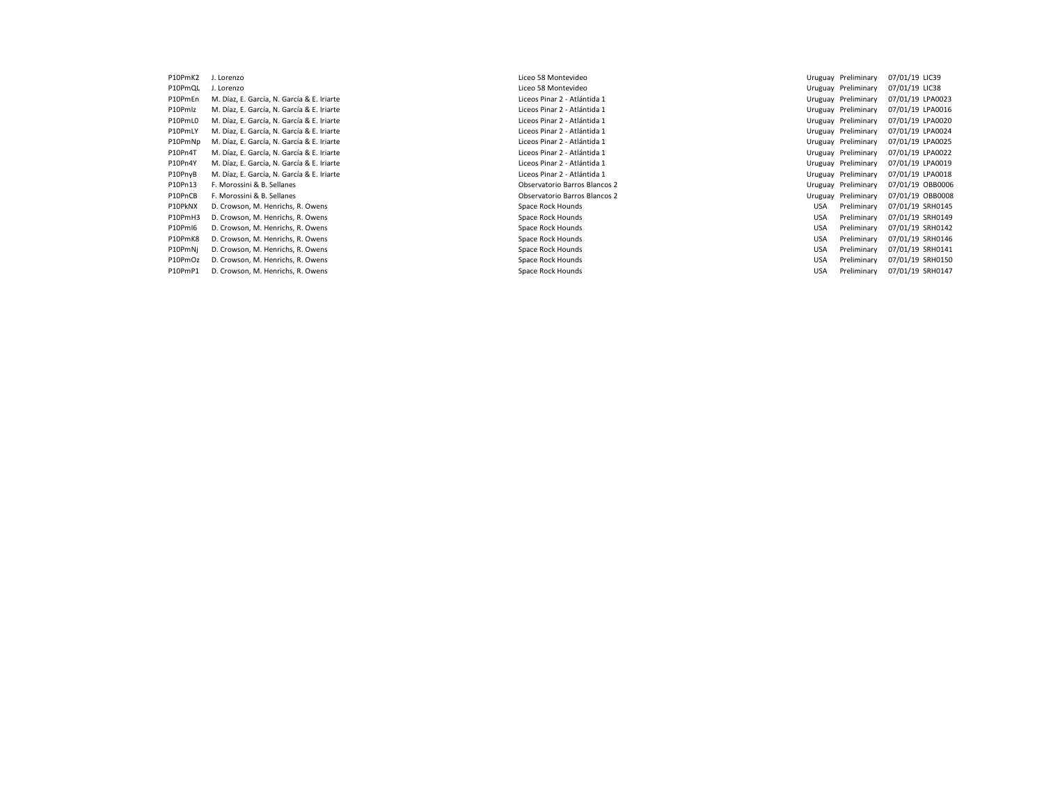| | | | | | | |
|---|---|---|---|---|---|---|
| P10PmK2 | J. Lorenzo | Liceo 58 Montevideo | Uruguay | Preliminary | 07/01/19 | LIC39 |
| P10PmQL | J. Lorenzo | Liceo 58 Montevideo | Uruguay | Preliminary | 07/01/19 | LIC38 |
| P10PmEn | M. Díaz, E. García, N. García & E. Iriarte | Liceos Pinar 2 - Atlántida 1 | Uruguay | Preliminary | 07/01/19 | LPA0023 |
| P10PmIz | M. Díaz, E. García, N. García & E. Iriarte | Liceos Pinar 2 - Atlántida 1 | Uruguay | Preliminary | 07/01/19 | LPA0016 |
| P10PmL0 | M. Díaz, E. García, N. García & E. Iriarte | Liceos Pinar 2 - Atlántida 1 | Uruguay | Preliminary | 07/01/19 | LPA0020 |
| P10PmLY | M. Díaz, E. García, N. García & E. Iriarte | Liceos Pinar 2 - Atlántida 1 | Uruguay | Preliminary | 07/01/19 | LPA0024 |
| P10PmNp | M. Díaz, E. García, N. García & E. Iriarte | Liceos Pinar 2 - Atlántida 1 | Uruguay | Preliminary | 07/01/19 | LPA0025 |
| P10Pn4T | M. Díaz, E. García, N. García & E. Iriarte | Liceos Pinar 2 - Atlántida 1 | Uruguay | Preliminary | 07/01/19 | LPA0022 |
| P10Pn4Y | M. Díaz, E. García, N. García & E. Iriarte | Liceos Pinar 2 - Atlántida 1 | Uruguay | Preliminary | 07/01/19 | LPA0019 |
| P10PnyB | M. Díaz, E. García, N. García & E. Iriarte | Liceos Pinar 2 - Atlántida 1 | Uruguay | Preliminary | 07/01/19 | LPA0018 |
| P10Pn13 | F. Morossini & B. Sellanes | Observatorio Barros Blancos 2 | Uruguay | Preliminary | 07/01/19 | OBB0006 |
| P10PnCB | F. Morossini & B. Sellanes | Observatorio Barros Blancos 2 | Uruguay | Preliminary | 07/01/19 | OBB0008 |
| P10PkNX | D. Crowson, M. Henrichs, R. Owens | Space Rock Hounds | USA | Preliminary | 07/01/19 | SRH0145 |
| P10PmH3 | D. Crowson, M. Henrichs, R. Owens | Space Rock Hounds | USA | Preliminary | 07/01/19 | SRH0149 |
| P10PmI6 | D. Crowson, M. Henrichs, R. Owens | Space Rock Hounds | USA | Preliminary | 07/01/19 | SRH0142 |
| P10PmK8 | D. Crowson, M. Henrichs, R. Owens | Space Rock Hounds | USA | Preliminary | 07/01/19 | SRH0146 |
| P10PmNj | D. Crowson, M. Henrichs, R. Owens | Space Rock Hounds | USA | Preliminary | 07/01/19 | SRH0141 |
| P10PmOz | D. Crowson, M. Henrichs, R. Owens | Space Rock Hounds | USA | Preliminary | 07/01/19 | SRH0150 |
| P10PmP1 | D. Crowson, M. Henrichs, R. Owens | Space Rock Hounds | USA | Preliminary | 07/01/19 | SRH0147 |